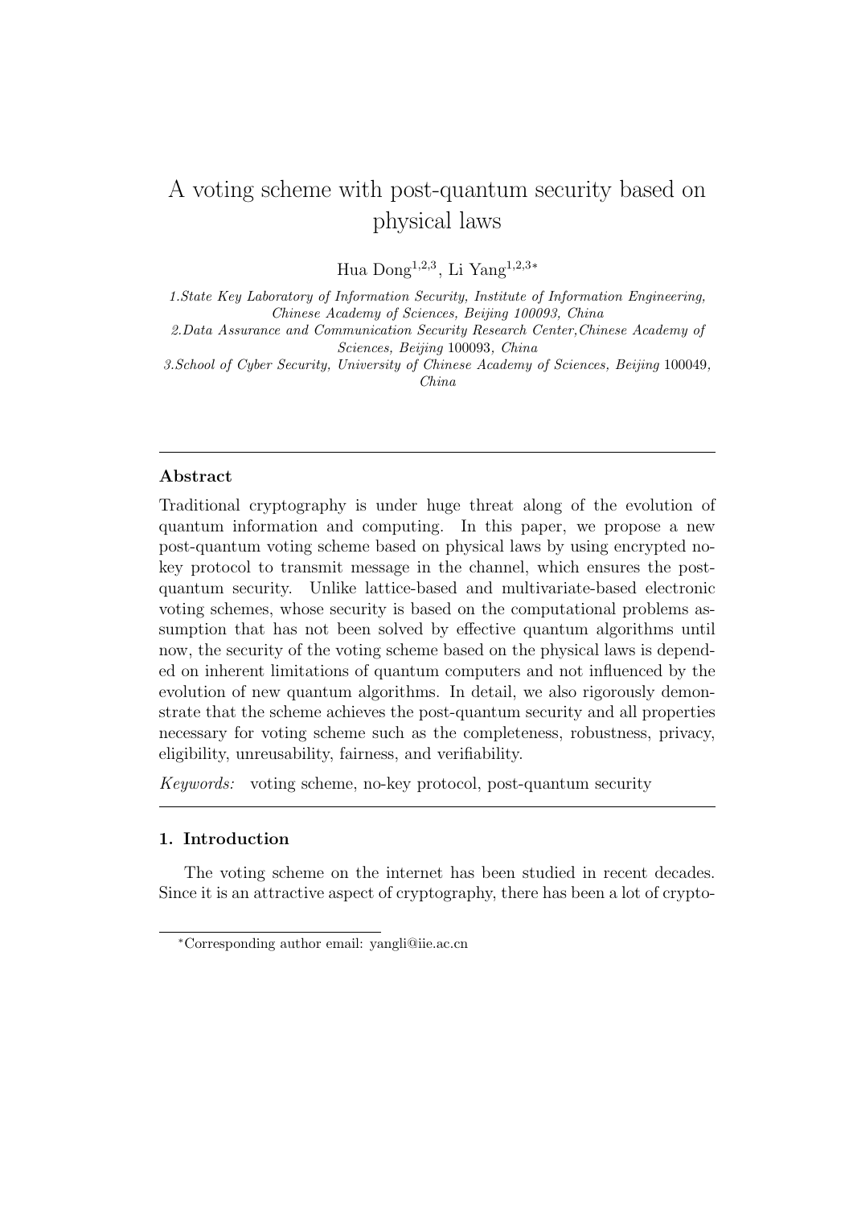# A voting scheme with post-quantum security based on physical laws

Hua Dong[1,2,3], Li Yang[1,2,3*]

*1.State Key Laboratory of Information Security, Institute of Information Engineering, Chinese Academy of Sciences, Beijing 100093, China*

*2.Data Assurance and Communication Security Research Center,Chinese Academy of Sciences, Beijing 100093, China*

*3.School of Cyber Security, University of Chinese Academy of Sciences, Beijing 100049, China*

---

### Abstract

Traditional cryptography is under huge threat along of the evolution of quantum information and computing. In this paper, we propose a new post-quantum voting scheme based on physical laws by using encrypted no-key protocol to transmit message in the channel, which ensures the post-quantum security. Unlike lattice-based and multivariate-based electronic voting schemes, whose security is based on the computational problems assumption that has not been solved by effective quantum algorithms until now, the security of the voting scheme based on the physical laws is depended on inherent limitations of quantum computers and not influenced by the evolution of new quantum algorithms. In detail, we also rigorously demonstrate that the scheme achieves the post-quantum security and all properties necessary for voting scheme such as the completeness, robustness, privacy, eligibility, unreusability, fairness, and verifiability.

*Keywords:* voting scheme, no-key protocol, post-quantum security

---

### 1. Introduction

The voting scheme on the internet has been studied in recent decades. Since it is an attractive aspect of cryptography, there has been a lot of crypto-

*Corresponding author email: yangli@iie.ac.cn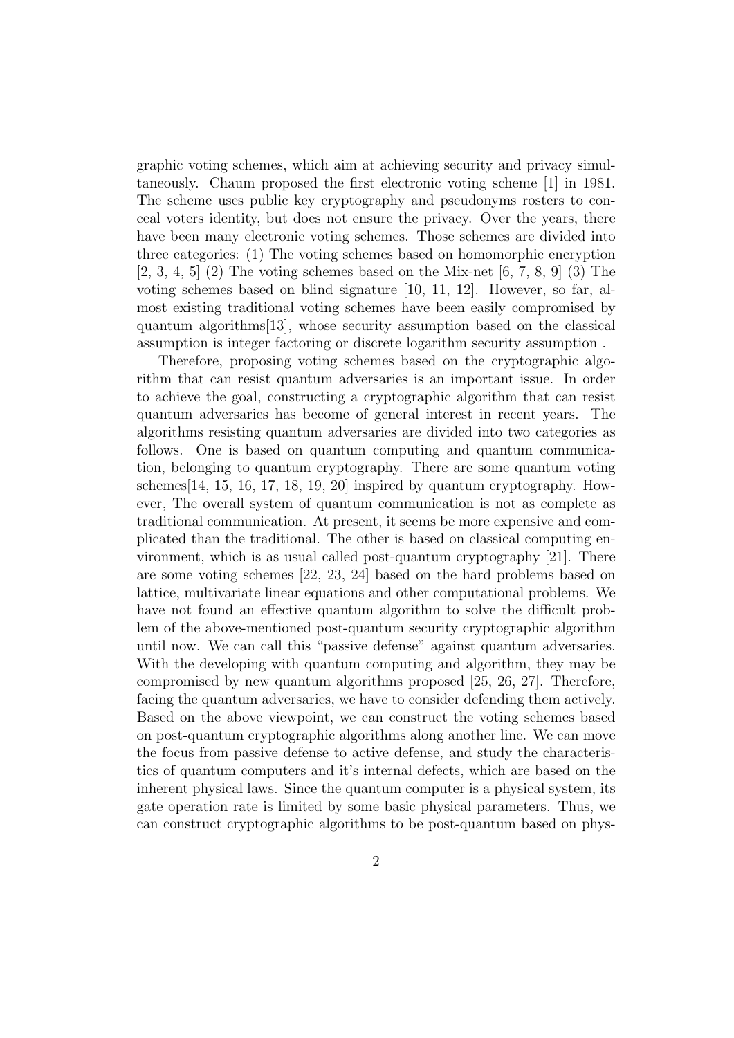graphic voting schemes, which aim at achieving security and privacy simultaneously. Chaum proposed the first electronic voting scheme [1] in 1981. The scheme uses public key cryptography and pseudonyms rosters to conceal voters identity, but does not ensure the privacy. Over the years, there have been many electronic voting schemes. Those schemes are divided into three categories: (1) The voting schemes based on homomorphic encryption [2, 3, 4, 5] (2) The voting schemes based on the Mix-net [6, 7, 8, 9] (3) The voting schemes based on blind signature [10, 11, 12]. However, so far, almost existing traditional voting schemes have been easily compromised by quantum algorithms[13], whose security assumption based on the classical assumption is integer factoring or discrete logarithm security assumption .

Therefore, proposing voting schemes based on the cryptographic algorithm that can resist quantum adversaries is an important issue. In order to achieve the goal, constructing a cryptographic algorithm that can resist quantum adversaries has become of general interest in recent years. The algorithms resisting quantum adversaries are divided into two categories as follows. One is based on quantum computing and quantum communication, belonging to quantum cryptography. There are some quantum voting schemes[14, 15, 16, 17, 18, 19, 20] inspired by quantum cryptography. However, The overall system of quantum communication is not as complete as traditional communication. At present, it seems be more expensive and complicated than the traditional. The other is based on classical computing environment, which is as usual called post-quantum cryptography [21]. There are some voting schemes [22, 23, 24] based on the hard problems based on lattice, multivariate linear equations and other computational problems. We have not found an effective quantum algorithm to solve the difficult problem of the above-mentioned post-quantum security cryptographic algorithm until now. We can call this "passive defense" against quantum adversaries. With the developing with quantum computing and algorithm, they may be compromised by new quantum algorithms proposed [25, 26, 27]. Therefore, facing the quantum adversaries, we have to consider defending them actively. Based on the above viewpoint, we can construct the voting schemes based on post-quantum cryptographic algorithms along another line. We can move the focus from passive defense to active defense, and study the characteristics of quantum computers and it's internal defects, which are based on the inherent physical laws. Since the quantum computer is a physical system, its gate operation rate is limited by some basic physical parameters. Thus, we can construct cryptographic algorithms to be post-quantum based on phys-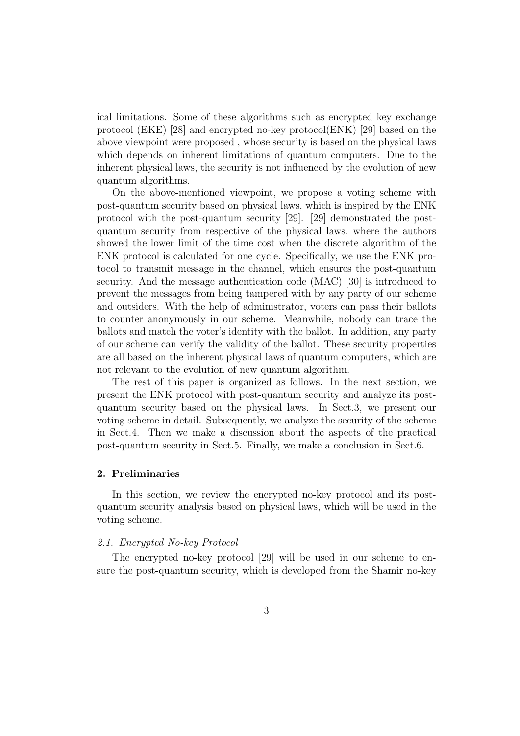ical limitations. Some of these algorithms such as encrypted key exchange protocol (EKE) [28] and encrypted no-key protocol(ENK) [29] based on the above viewpoint were proposed , whose security is based on the physical laws which depends on inherent limitations of quantum computers. Due to the inherent physical laws, the security is not influenced by the evolution of new quantum algorithms.

On the above-mentioned viewpoint, we propose a voting scheme with post-quantum security based on physical laws, which is inspired by the ENK protocol with the post-quantum security [29]. [29] demonstrated the post-quantum security from respective of the physical laws, where the authors showed the lower limit of the time cost when the discrete algorithm of the ENK protocol is calculated for one cycle. Specifically, we use the ENK protocol to transmit message in the channel, which ensures the post-quantum security. And the message authentication code (MAC) [30] is introduced to prevent the messages from being tampered with by any party of our scheme and outsiders. With the help of administrator, voters can pass their ballots to counter anonymously in our scheme. Meanwhile, nobody can trace the ballots and match the voter's identity with the ballot. In addition, any party of our scheme can verify the validity of the ballot. These security properties are all based on the inherent physical laws of quantum computers, which are not relevant to the evolution of new quantum algorithm.

The rest of this paper is organized as follows. In the next section, we present the ENK protocol with post-quantum security and analyze its post-quantum security based on the physical laws. In Sect.3, we present our voting scheme in detail. Subsequently, we analyze the security of the scheme in Sect.4. Then we make a discussion about the aspects of the practical post-quantum security in Sect.5. Finally, we make a conclusion in Sect.6.

## 2. Preliminaries

In this section, we review the encrypted no-key protocol and its post-quantum security analysis based on physical laws, which will be used in the voting scheme.

### *2.1. Encrypted No-key Protocol*

The encrypted no-key protocol [29] will be used in our scheme to ensure the post-quantum security, which is developed from the Shamir no-key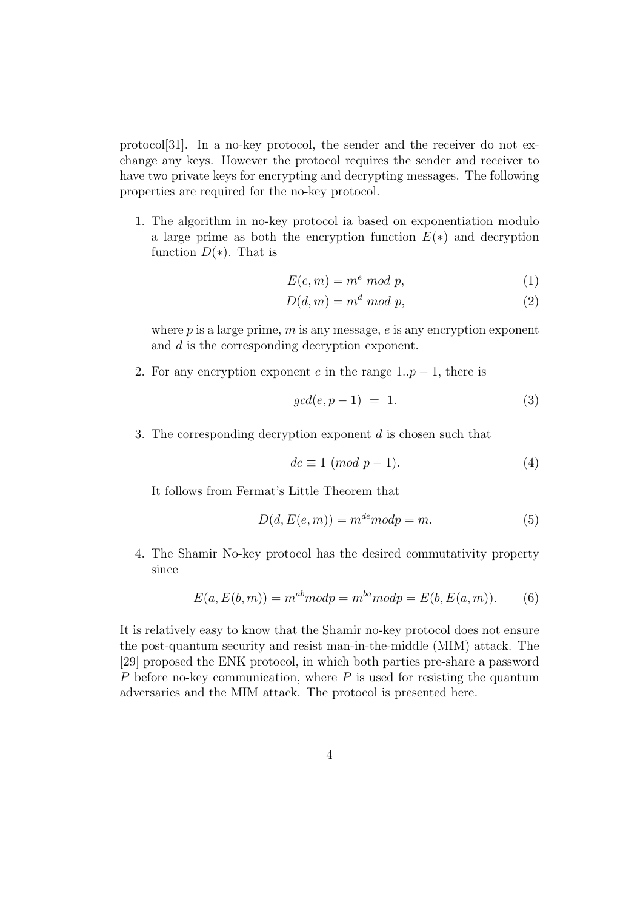protocol[31]. In a no-key protocol, the sender and the receiver do not exchange any keys. However the protocol requires the sender and receiver to have two private keys for encrypting and decrypting messages. The following properties are required for the no-key protocol.

1. The algorithm in no-key protocol ia based on exponentiation modulo a large prime as both the encryption function $E(*)$ and decryption function $D(*)$. That is

$$E(e, m) = m^e \ mod \ p, \tag{1}$$

$$D(d, m) = m^d \ mod \ p, \tag{2}$$

   where $p$ is a large prime, $m$ is any message, $e$ is any encryption exponent and $d$ is the corresponding decryption exponent.

2. For any encryption exponent $e$ in the range $1..p-1$, there is

$$gcd(e, p-1) \ = \ 1. \tag{3}$$

3. The corresponding decryption exponent $d$ is chosen such that

$$de \equiv 1 \ (mod \ p-1). \tag{4}$$

   It follows from Fermat's Little Theorem that

$$D(d, E(e, m)) = m^{de} mod p = m. \tag{5}$$

4. The Shamir No-key protocol has the desired commutativity property since

$$E(a, E(b, m)) = m^{ab} mod p = m^{ba} mod p = E(b, E(a, m)). \tag{6}$$

It is relatively easy to know that the Shamir no-key protocol does not ensure the post-quantum security and resist man-in-the-middle (MIM) attack. The [29] proposed the ENK protocol, in which both parties pre-share a password $P$ before no-key communication, where $P$ is used for resisting the quantum adversaries and the MIM attack. The protocol is presented here.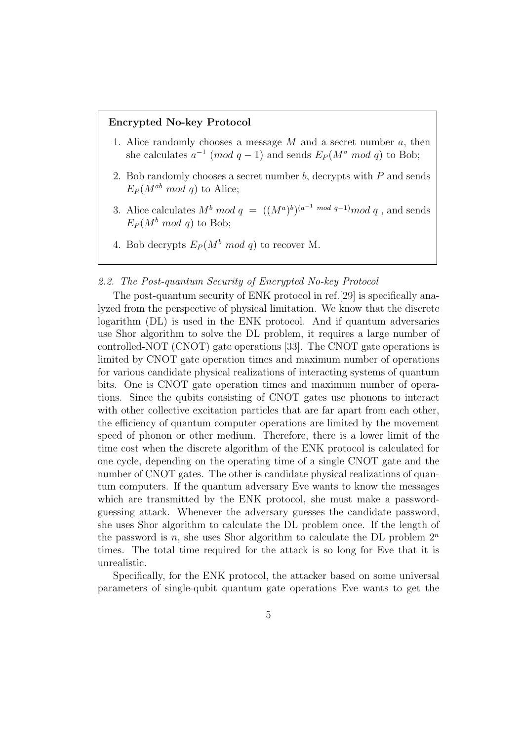**Encrypted No-key Protocol**

1. Alice randomly chooses a message $M$ and a secret number $a$, then she calculates $a^{-1}$ $(mod\ q-1)$ and sends $E_P(M^a\ mod\ q)$ to Bob;
2. Bob randomly chooses a secret number $b$, decrypts with $P$ and sends $E_P(M^{ab}\ mod\ q)$ to Alice;
3. Alice calculates $M^b\ mod\ q\ =\ ((M^a)^b)^{(a^{-1}\ mod\ q-1)} mod\ q$ , and sends $E_P(M^b\ mod\ q)$ to Bob;
4. Bob decrypts $E_P(M^b\ mod\ q)$ to recover M.

### *2.2. The Post-quantum Security of Encrypted No-key Protocol*

The post-quantum security of ENK protocol in ref.[29] is specifically analyzed from the perspective of physical limitation. We know that the discrete logarithm (DL) is used in the ENK protocol. And if quantum adversaries use Shor algorithm to solve the DL problem, it requires a large number of controlled-NOT (CNOT) gate operations [33]. The CNOT gate operations is limited by CNOT gate operation times and maximum number of operations for various candidate physical realizations of interacting systems of quantum bits. One is CNOT gate operation times and maximum number of operations. Since the qubits consisting of CNOT gates use phonons to interact with other collective excitation particles that are far apart from each other, the efficiency of quantum computer operations are limited by the movement speed of phonon or other medium. Therefore, there is a lower limit of the time cost when the discrete algorithm of the ENK protocol is calculated for one cycle, depending on the operating time of a single CNOT gate and the number of CNOT gates. The other is candidate physical realizations of quantum computers. If the quantum adversary Eve wants to know the messages which are transmitted by the ENK protocol, she must make a password-guessing attack. Whenever the adversary guesses the candidate password, she uses Shor algorithm to calculate the DL problem once. If the length of the password is $n$, she uses Shor algorithm to calculate the DL problem $2^n$ times. The total time required for the attack is so long for Eve that it is unrealistic.

Specifically, for the ENK protocol, the attacker based on some universal parameters of single-qubit quantum gate operations Eve wants to get the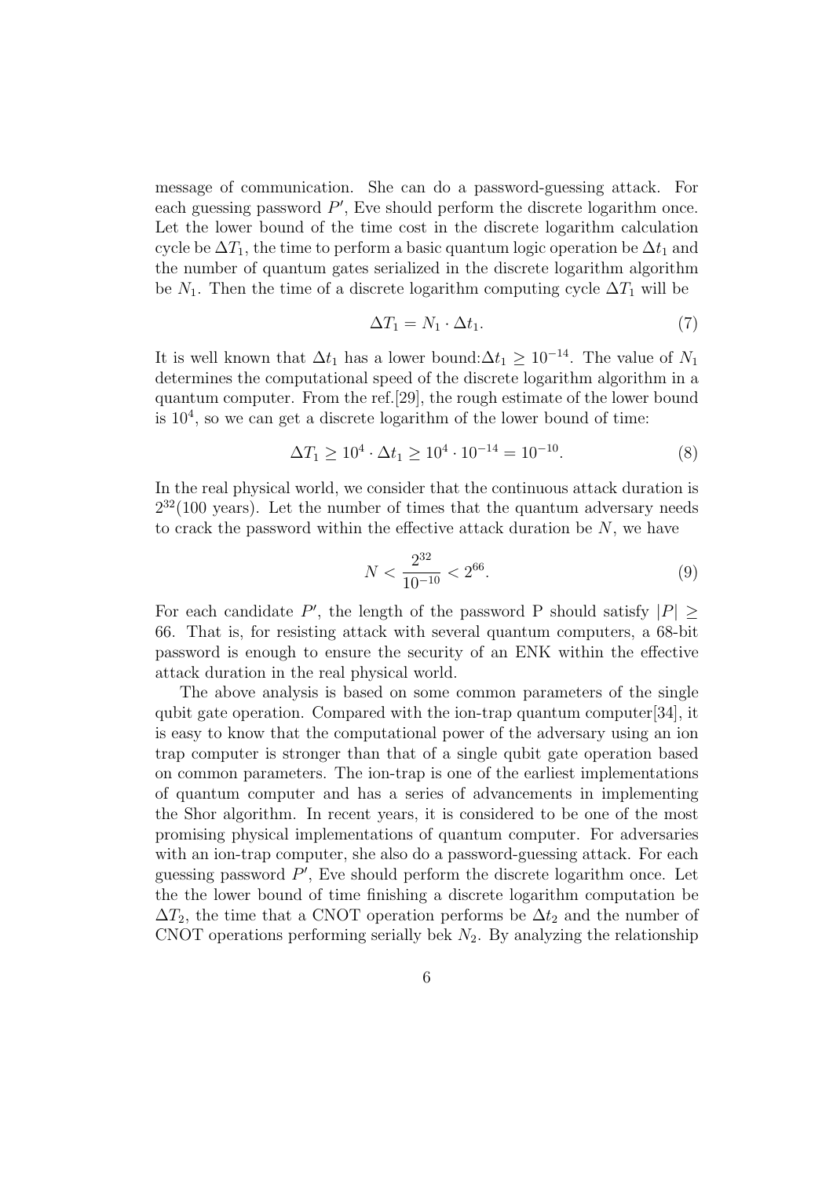message of communication. She can do a password-guessing attack. For each guessing password $P'$, Eve should perform the discrete logarithm once. Let the lower bound of the time cost in the discrete logarithm calculation cycle be $\Delta T_1$, the time to perform a basic quantum logic operation be $\Delta t_1$ and the number of quantum gates serialized in the discrete logarithm algorithm be $N_1$. Then the time of a discrete logarithm computing cycle $\Delta T_1$ will be

$$\Delta T_1 = N_1 \cdot \Delta t_1. \tag{7}$$

It is well known that $\Delta t_1$ has a lower bound:$\Delta t_1 \geq 10^{-14}$. The value of $N_1$ determines the computational speed of the discrete logarithm algorithm in a quantum computer. From the ref.[29], the rough estimate of the lower bound is $10^4$, so we can get a discrete logarithm of the lower bound of time:

$$\Delta T_1 \geq 10^4 \cdot \Delta t_1 \geq 10^4 \cdot 10^{-14} = 10^{-10}. \tag{8}$$

In the real physical world, we consider that the continuous attack duration is $2^{32}$(100 years). Let the number of times that the quantum adversary needs to crack the password within the effective attack duration be $N$, we have

$$N < \frac{2^{32}}{10^{-10}} < 2^{66}. \tag{9}$$

For each candidate $P'$, the length of the password P should satisfy $|P| \geq 66$. That is, for resisting attack with several quantum computers, a 68-bit password is enough to ensure the security of an ENK within the effective attack duration in the real physical world.

The above analysis is based on some common parameters of the single qubit gate operation. Compared with the ion-trap quantum computer[34], it is easy to know that the computational power of the adversary using an ion trap computer is stronger than that of a single qubit gate operation based on common parameters. The ion-trap is one of the earliest implementations of quantum computer and has a series of advancements in implementing the Shor algorithm. In recent years, it is considered to be one of the most promising physical implementations of quantum computer. For adversaries with an ion-trap computer, she also do a password-guessing attack. For each guessing password $P'$, Eve should perform the discrete logarithm once. Let the the lower bound of time finishing a discrete logarithm computation be $\Delta T_2$, the time that a CNOT operation performs be $\Delta t_2$ and the number of CNOT operations performing serially bek $N_2$. By analyzing the relationship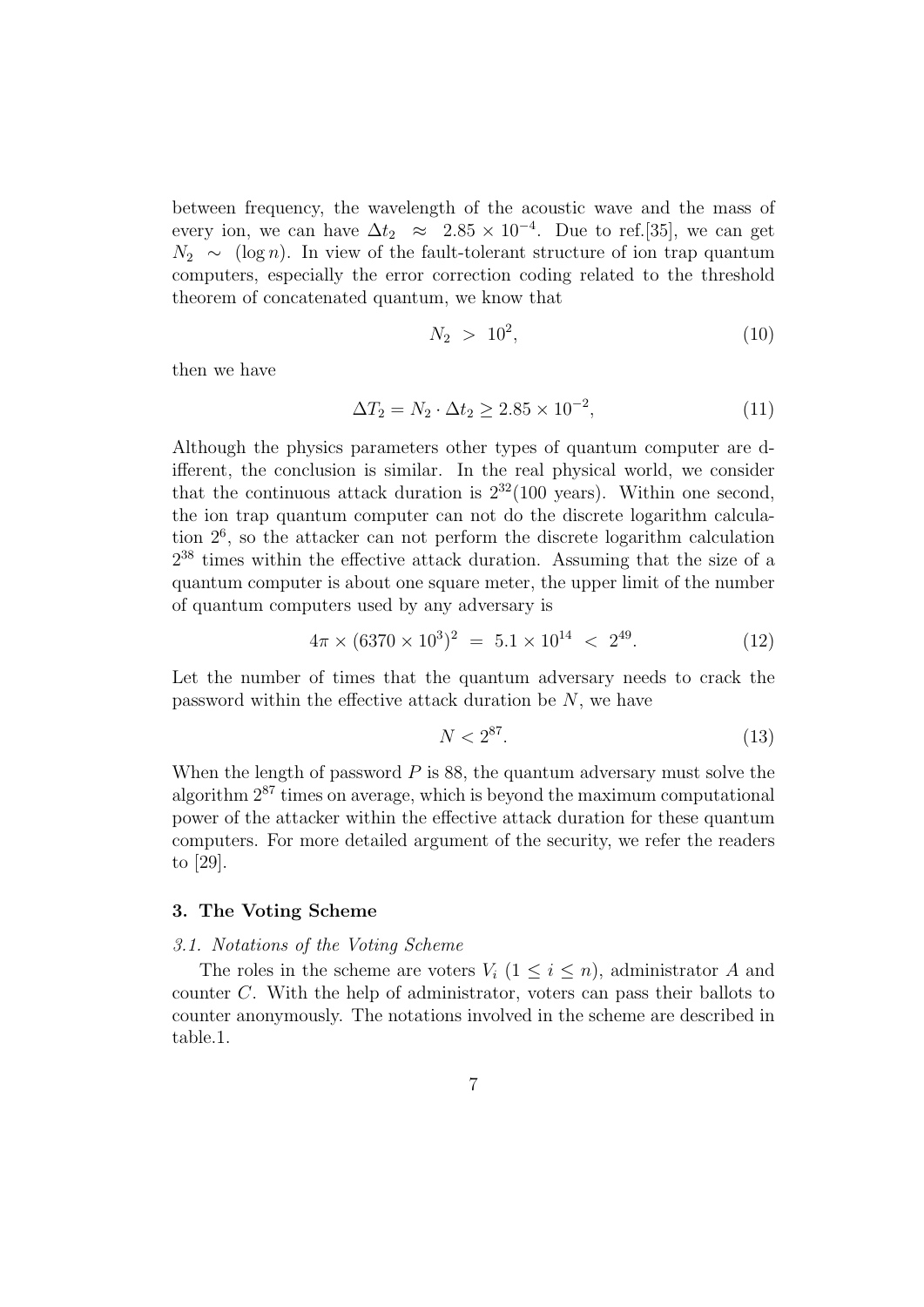between frequency, the wavelength of the acoustic wave and the mass of every ion, we can have $\Delta t_2 \approx 2.85 \times 10^{-4}$. Due to ref.[35], we can get $N_2 \sim (\log n)$. In view of the fault-tolerant structure of ion trap quantum computers, especially the error correction coding related to the threshold theorem of concatenated quantum, we know that

$$N_2 > 10^2, \tag{10}$$

then we have

$$\Delta T_2 = N_2 \cdot \Delta t_2 \geq 2.85 \times 10^{-2}, \tag{11}$$

Although the physics parameters other types of quantum computer are different, the conclusion is similar. In the real physical world, we consider that the continuous attack duration is $2^{32}$(100 years). Within one second, the ion trap quantum computer can not do the discrete logarithm calculation $2^6$, so the attacker can not perform the discrete logarithm calculation $2^{38}$ times within the effective attack duration. Assuming that the size of a quantum computer is about one square meter, the upper limit of the number of quantum computers used by any adversary is

$$4\pi \times (6370 \times 10^3)^2 = 5.1 \times 10^{14} < 2^{49}. \tag{12}$$

Let the number of times that the quantum adversary needs to crack the password within the effective attack duration be $N$, we have

$$N < 2^{87}. \tag{13}$$

When the length of password $P$ is 88, the quantum adversary must solve the algorithm $2^{87}$ times on average, which is beyond the maximum computational power of the attacker within the effective attack duration for these quantum computers. For more detailed argument of the security, we refer the readers to [29].

## 3. The Voting Scheme

### *3.1. Notations of the Voting Scheme*

The roles in the scheme are voters $V_i$ $(1 \leq i \leq n)$, administrator $A$ and counter $C$. With the help of administrator, voters can pass their ballots to counter anonymously. The notations involved in the scheme are described in table.1.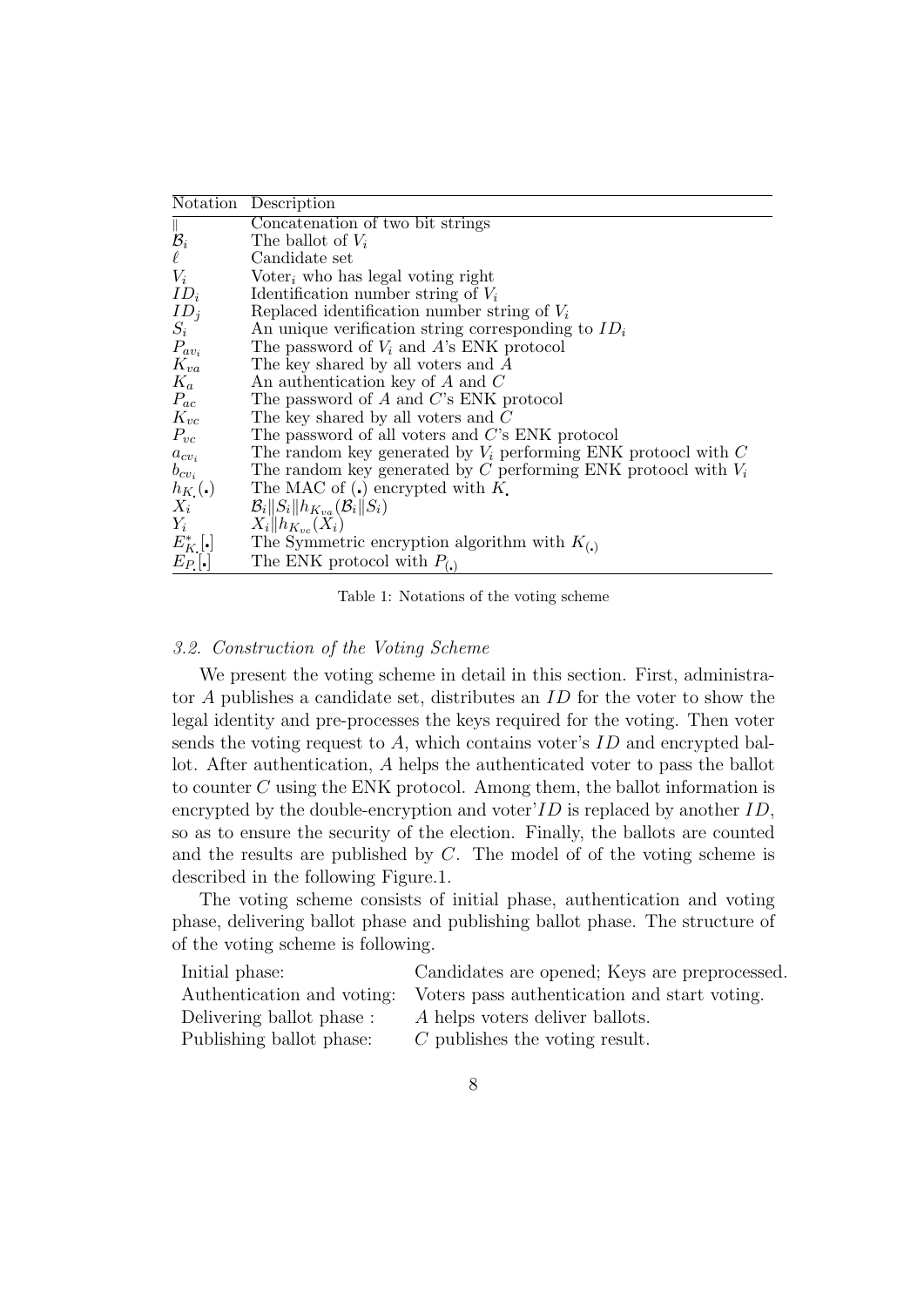| Notation | Description |
|---|---|
| $\|$ | Concatenation of two bit strings |
| $\mathcal{B}_i$ | The ballot of $V_i$ |
| $\ell$ | Candidate set |
| $V_i$ | Voter$_i$ who has legal voting right |
| $ID_i$ | Identification number string of $V_i$ |
| $ID_j$ | Replaced identification number string of $V_i$ |
| $S_i$ | An unique verification string corresponding to $ID_i$ |
| $P_{av_i}$ | The password of $V_i$ and $A$'s ENK protocol |
| $K_{va}$ | The key shared by all voters and $A$ |
| $K_a$ | An authentication key of $A$ and $C$ |
| $P_{ac}$ | The password of $A$ and $C$'s ENK protocol |
| $K_{vc}$ | The key shared by all voters and $C$ |
| $P_{vc}$ | The password of all voters and $C$'s ENK protocol |
| $a_{cv_i}$ | The random key generated by $V_i$ performing ENK protoocl with $C$ |
| $b_{cv_i}$ | The random key generated by $C$ performing ENK protoocl with $V_i$ |
| $h_{K_{\cdot}}(\cdot)$ | The MAC of $(\cdot)$ encrypted with $K_{\cdot}$ |
| $X_i$ | $\mathcal{B}_i \| S_i \| h_{K_{va}}(\mathcal{B}_i \| S_i)$ |
| $Y_i$ | $X_i \| h_{K_{vc}}(X_i)$ |
| $E^*_{K_{\cdot}}[\cdot]$ | The Symmetric encryption algorithm with $K_{(\cdot)}$ |
| $E_{P_{\cdot}}[\cdot]$ | The ENK protocol with $P_{(\cdot)}$ |

Table 1: Notations of the voting scheme

### *3.2. Construction of the Voting Scheme*

We present the voting scheme in detail in this section. First, administrator $A$ publishes a candidate set, distributes an $ID$ for the voter to show the legal identity and pre-processes the keys required for the voting. Then voter sends the voting request to $A$, which contains voter's $ID$ and encrypted ballot. After authentication, $A$ helps the authenticated voter to pass the ballot to counter $C$ using the ENK protocol. Among them, the ballot information is encrypted by the double-encryption and voter'$ID$ is replaced by another $ID$, so as to ensure the security of the election. Finally, the ballots are counted and the results are published by $C$. The model of of the voting scheme is described in the following Figure.1.

The voting scheme consists of initial phase, authentication and voting phase, delivering ballot phase and publishing ballot phase. The structure of of the voting scheme is following.

| | |
|---|---|
| Initial phase: | Candidates are opened; Keys are preprocessed. |
| Authentication and voting: | Voters pass authentication and start voting. |
| Delivering ballot phase : | $A$ helps voters deliver ballots. |
| Publishing ballot phase: | $C$ publishes the voting result. |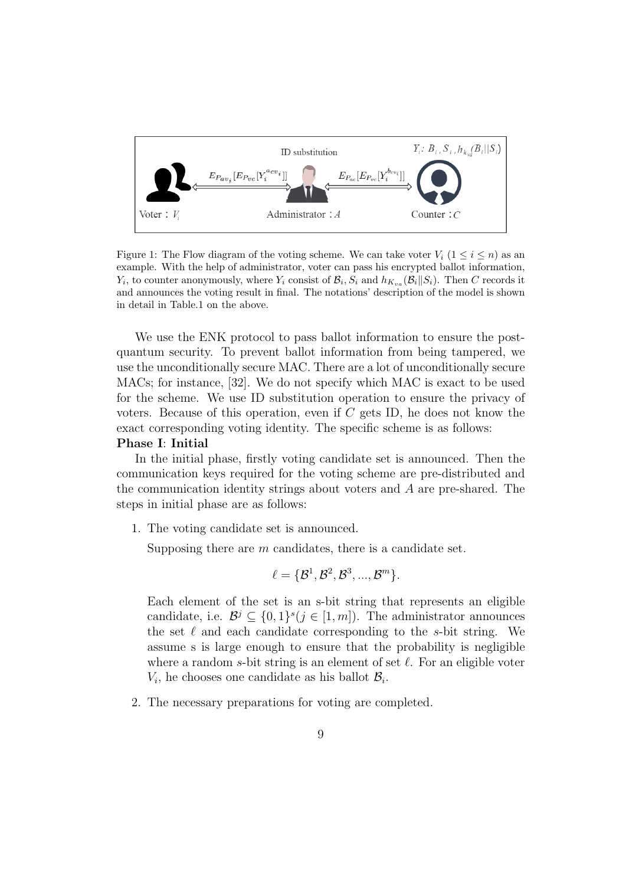Figure 1: The Flow diagram of the voting scheme. We can take voter $V_i$ ($1 \leq i \leq n$) as an example. With the help of administrator, voter can pass his encrypted ballot information, $Y_i$, to counter anonymously, where $Y_i$ consist of $\mathcal{B}_i$, $S_i$ and $h_{K_{va}}(\mathcal{B}_i \| S_i)$. Then $C$ records it and announces the voting result in final. The notations' description of the model is shown in detail in Table.1 on the above.

We use the ENK protocol to pass ballot information to ensure the post-quantum security. To prevent ballot information from being tampered, we use the unconditionally secure MAC. There are a lot of unconditionally secure MACs; for instance, [32]. We do not specify which MAC is exact to be used for the scheme. We use ID substitution operation to ensure the privacy of voters. Because of this operation, even if $C$ gets ID, he does not know the exact corresponding voting identity. The specific scheme is as follows:

**Phase I**: **Initial**

In the initial phase, firstly voting candidate set is announced. Then the communication keys required for the voting scheme are pre-distributed and the communication identity strings about voters and $A$ are pre-shared. The steps in initial phase are as follows:

1. The voting candidate set is announced.

   Supposing there are $m$ candidates, there is a candidate set.

   $$\ell = \{\mathcal{B}^1, \mathcal{B}^2, \mathcal{B}^3, ..., \mathcal{B}^m\}.$$

   Each element of the set is an s-bit string that represents an eligible candidate, i.e. $\mathcal{B}^j \subseteq \{0,1\}^s (j \in [1, m])$. The administrator announces the set $\ell$ and each candidate corresponding to the $s$-bit string. We assume s is large enough to ensure that the probability is negligible where a random $s$-bit string is an element of set $\ell$. For an eligible voter $V_i$, he chooses one candidate as his ballot $\mathcal{B}_i$.

2. The necessary preparations for voting are completed.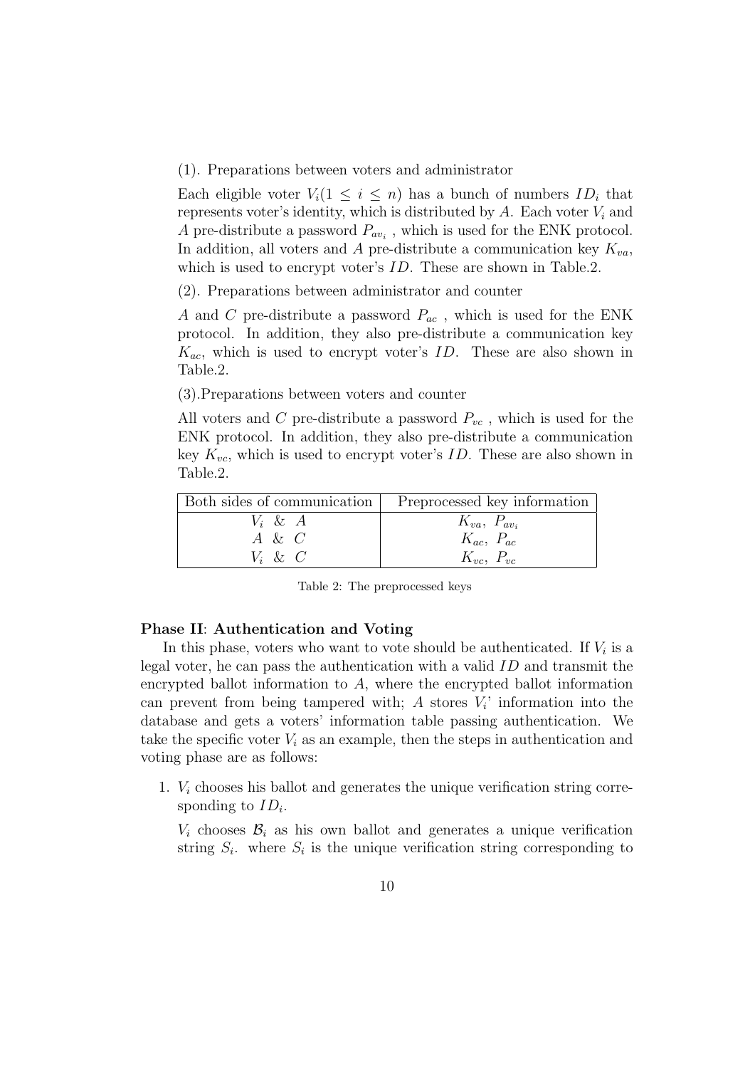(1). Preparations between voters and administrator

Each eligible voter $V_i (1 \leq i \leq n)$ has a bunch of numbers $ID_i$ that represents voter's identity, which is distributed by $A$. Each voter $V_i$ and $A$ pre-distribute a password $P_{av_i}$ , which is used for the ENK protocol. In addition, all voters and $A$ pre-distribute a communication key $K_{va}$, which is used to encrypt voter's $ID$. These are shown in Table.2.

(2). Preparations between administrator and counter

$A$ and $C$ pre-distribute a password $P_{ac}$ , which is used for the ENK protocol. In addition, they also pre-distribute a communication key $K_{ac}$, which is used to encrypt voter's $ID$. These are also shown in Table.2.

(3).Preparations between voters and counter

All voters and $C$ pre-distribute a password $P_{vc}$ , which is used for the ENK protocol. In addition, they also pre-distribute a communication key $K_{vc}$, which is used to encrypt voter's $ID$. These are also shown in Table.2.

| Both sides of communication | Preprocessed key information |
| --- | --- |
| $V_i$ & $A$ | $K_{va},\ P_{av_i}$ |
| $A$ & $C$ | $K_{ac},\ P_{ac}$ |
| $V_i$ & $C$ | $K_{vc},\ P_{vc}$ |

Table 2: The preprocessed keys

**Phase II**: **Authentication and Voting**

In this phase, voters who want to vote should be authenticated. If $V_i$ is a legal voter, he can pass the authentication with a valid $ID$ and transmit the encrypted ballot information to $A$, where the encrypted ballot information can prevent from being tampered with; $A$ stores $V_i$' information into the database and gets a voters' information table passing authentication. We take the specific voter $V_i$ as an example, then the steps in authentication and voting phase are as follows:

1. $V_i$ chooses his ballot and generates the unique verification string corresponding to $ID_i$.

   $V_i$ chooses $\mathcal{B}_i$ as his own ballot and generates a unique verification string $S_i$. where $S_i$ is the unique verification string corresponding to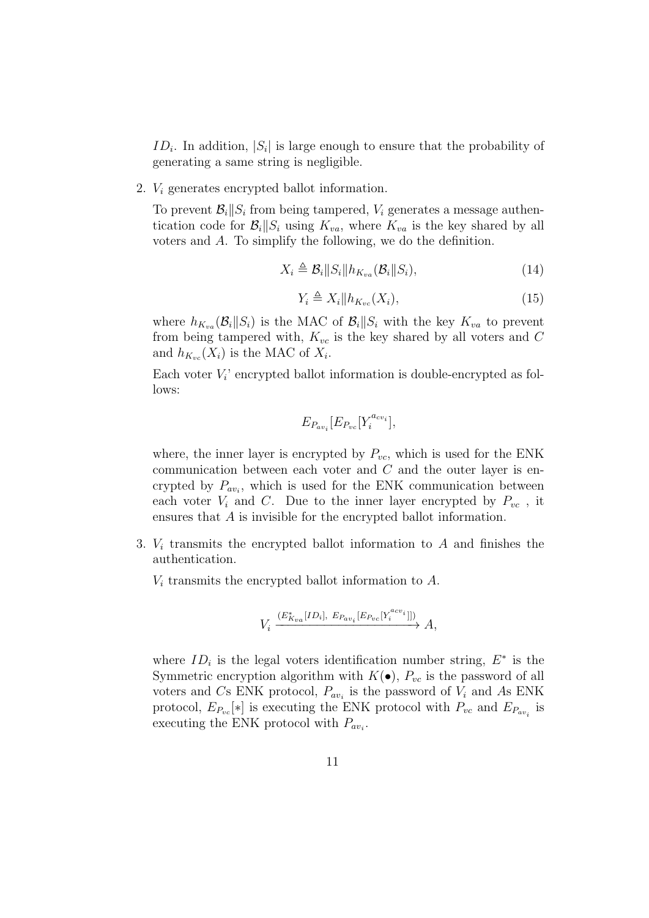$ID_i$. In addition, $|S_i|$ is large enough to ensure that the probability of generating a same string is negligible.

2. $V_i$ generates encrypted ballot information.

   To prevent $\mathcal{B}_i \| S_i$ from being tampered, $V_i$ generates a message authentication code for $\mathcal{B}_i \| S_i$ using $K_{va}$, where $K_{va}$ is the key shared by all voters and $A$. To simplify the following, we do the definition.

   $$X_i \triangleq \mathcal{B}_i \| S_i \| h_{K_{va}}(\mathcal{B}_i \| S_i), \tag{14}$$

   $$Y_i \triangleq X_i \| h_{K_{vc}}(X_i), \tag{15}$$

   where $h_{K_{va}}(\mathcal{B}_i \| S_i)$ is the MAC of $\mathcal{B}_i \| S_i$ with the key $K_{va}$ to prevent from being tampered with, $K_{vc}$ is the key shared by all voters and $C$ and $h_{K_{vc}}(X_i)$ is the MAC of $X_i$.

   Each voter $V_i$' encrypted ballot information is double-encrypted as follows:

   $$E_{P_{av_i}}[E_{P_{vc}}[Y_i^{a_{cv_i}}],$$

   where, the inner layer is encrypted by $P_{vc}$, which is used for the ENK communication between each voter and $C$ and the outer layer is encrypted by $P_{av_i}$, which is used for the ENK communication between each voter $V_i$ and $C$. Due to the inner layer encrypted by $P_{vc}$ , it ensures that $A$ is invisible for the encrypted ballot information.

3. $V_i$ transmits the encrypted ballot information to $A$ and finishes the authentication.

   $V_i$ transmits the encrypted ballot information to $A$.

   $$V_i \xrightarrow{(E^*_{K_{va}}[ID_i],\ E_{P_{av_i}}[E_{P_{vc}}[Y_i^{a_{cv_i}}]])} A,$$

   where $ID_i$ is the legal voters identification number string, $E^*$ is the Symmetric encryption algorithm with $K(\bullet)$, $P_{vc}$ is the password of all voters and $C$s ENK protocol, $P_{av_i}$ is the password of $V_i$ and $A$s ENK protocol, $E_{P_{vc}}[*]$ is executing the ENK protocol with $P_{vc}$ and $E_{P_{av_i}}$ is executing the ENK protocol with $P_{av_i}$.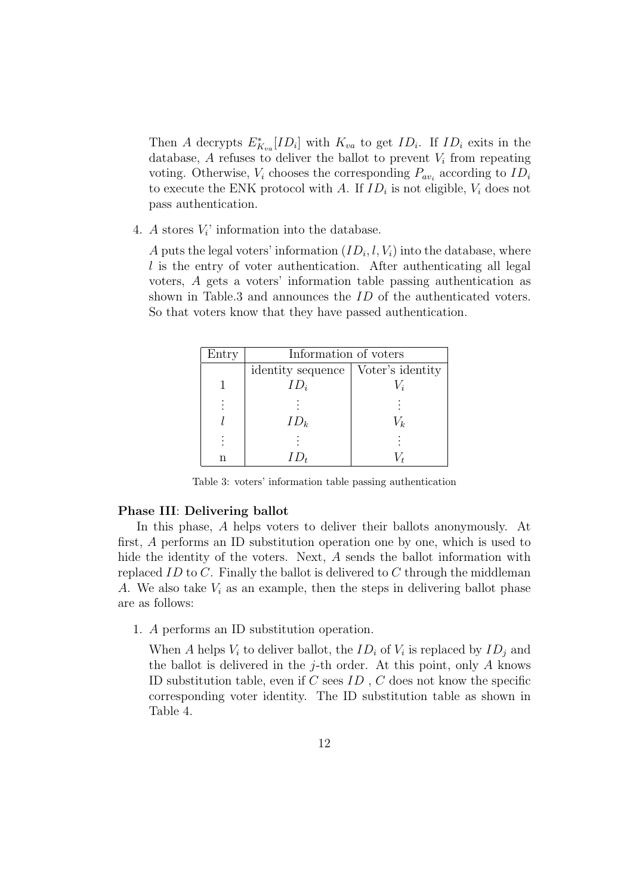Then $A$ decrypts $E^{*}_{K_{va}}[ID_i]$ with $K_{va}$ to get $ID_i$. If $ID_i$ exits in the database, $A$ refuses to deliver the ballot to prevent $V_i$ from repeating voting. Otherwise, $V_i$ chooses the corresponding $P_{av_i}$ according to $ID_i$ to execute the ENK protocol with $A$. If $ID_i$ is not eligible, $V_i$ does not pass authentication.

4. $A$ stores $V_i$' information into the database.

   $A$ puts the legal voters' information $(ID_i, l, V_i)$ into the database, where $l$ is the entry of voter authentication. After authenticating all legal voters, $A$ gets a voters' information table passing authentication as shown in Table.3 and announces the $ID$ of the authenticated voters. So that voters know that they have passed authentication.

| Entry | Information of voters | |
|---|---|---|
| | identity sequence | Voter's identity |
| 1 | $ID_i$ | $V_i$ |
| $\vdots$ | $\vdots$ | $\vdots$ |
| $l$ | $ID_k$ | $V_k$ |
| $\vdots$ | $\vdots$ | $\vdots$ |
| n | $ID_t$ | $V_t$ |

Table 3: voters' information table passing authentication

**Phase III**: **Delivering ballot**

In this phase, $A$ helps voters to deliver their ballots anonymously. At first, $A$ performs an ID substitution operation one by one, which is used to hide the identity of the voters. Next, $A$ sends the ballot information with replaced $ID$ to $C$. Finally the ballot is delivered to $C$ through the middleman $A$. We also take $V_i$ as an example, then the steps in delivering ballot phase are as follows:

1. $A$ performs an ID substitution operation.

   When $A$ helps $V_i$ to deliver ballot, the $ID_i$ of $V_i$ is replaced by $ID_j$ and the ballot is delivered in the $j$-th order. At this point, only $A$ knows ID substitution table, even if $C$ sees $ID$ , $C$ does not know the specific corresponding voter identity. The ID substitution table as shown in Table 4.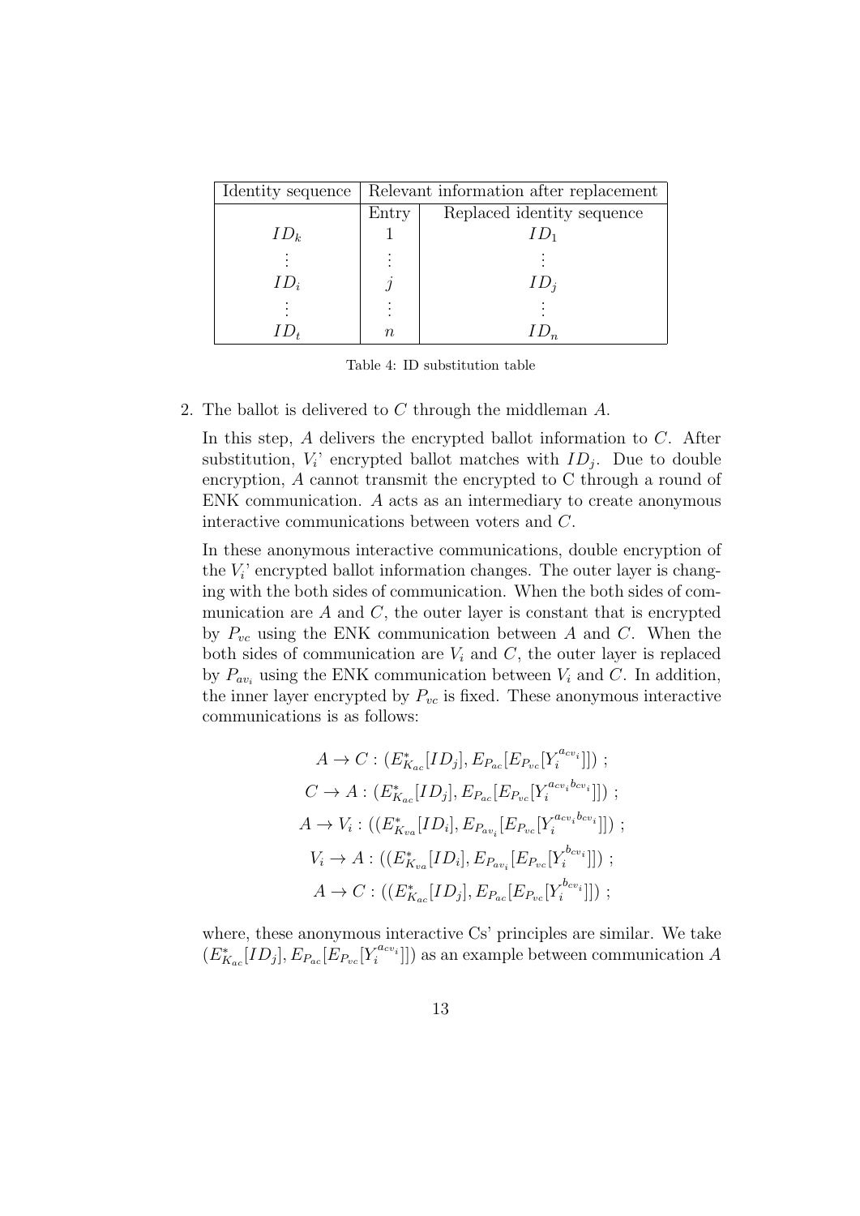| Identity sequence | Relevant information after replacement | |
|---|---|---|
| | Entry | Replaced identity sequence |
| $ID_k$ | 1 | $ID_1$ |
| $\vdots$ | $\vdots$ | $\vdots$ |
| $ID_i$ | $j$ | $ID_j$ |
| $\vdots$ | $\vdots$ | $\vdots$ |
| $ID_t$ | $n$ | $ID_n$ |

Table 4: ID substitution table

2. The ballot is delivered to $C$ through the middleman $A$.

   In this step, $A$ delivers the encrypted ballot information to $C$. After substitution, $V_i$' encrypted ballot matches with $ID_j$. Due to double encryption, $A$ cannot transmit the encrypted to C through a round of ENK communication. $A$ acts as an intermediary to create anonymous interactive communications between voters and $C$.

   In these anonymous interactive communications, double encryption of the $V_i$' encrypted ballot information changes. The outer layer is changing with the both sides of communication. When the both sides of communication are $A$ and $C$, the outer layer is constant that is encrypted by $P_{vc}$ using the ENK communication between $A$ and $C$. When the both sides of communication are $V_i$ and $C$, the outer layer is replaced by $P_{av_i}$ using the ENK communication between $V_i$ and $C$. In addition, the inner layer encrypted by $P_{vc}$ is fixed. These anonymous interactive communications is as follows:

$$
\begin{aligned}
A \to C &: (E^*_{K_{ac}}[ID_j], E_{P_{ac}}[E_{P_{vc}}[Y_i^{a_{cv_i}}]]) \ ; \\
C \to A &: (E^*_{K_{ac}}[ID_j], E_{P_{ac}}[E_{P_{vc}}[Y_i^{a_{cv_i} b_{cv_i}}]]) \ ; \\
A \to V_i &: ((E^*_{K_{va}}[ID_i], E_{P_{av_i}}[E_{P_{vc}}[Y_i^{a_{cv_i} b_{cv_i}}]]) \ ; \\
V_i \to A &: ((E^*_{K_{va}}[ID_i], E_{P_{av_i}}[E_{P_{vc}}[Y_i^{b_{cv_i}}]]) \ ; \\
A \to C &: ((E^*_{K_{ac}}[ID_j], E_{P_{ac}}[E_{P_{vc}}[Y_i^{b_{cv_i}}]]) \ ;
\end{aligned}
$$

   where, these anonymous interactive Cs' principles are similar. We take $(E^*_{K_{ac}}[ID_j], E_{P_{ac}}[E_{P_{vc}}[Y_i^{a_{cv_i}}]])$ as an example between communication $A$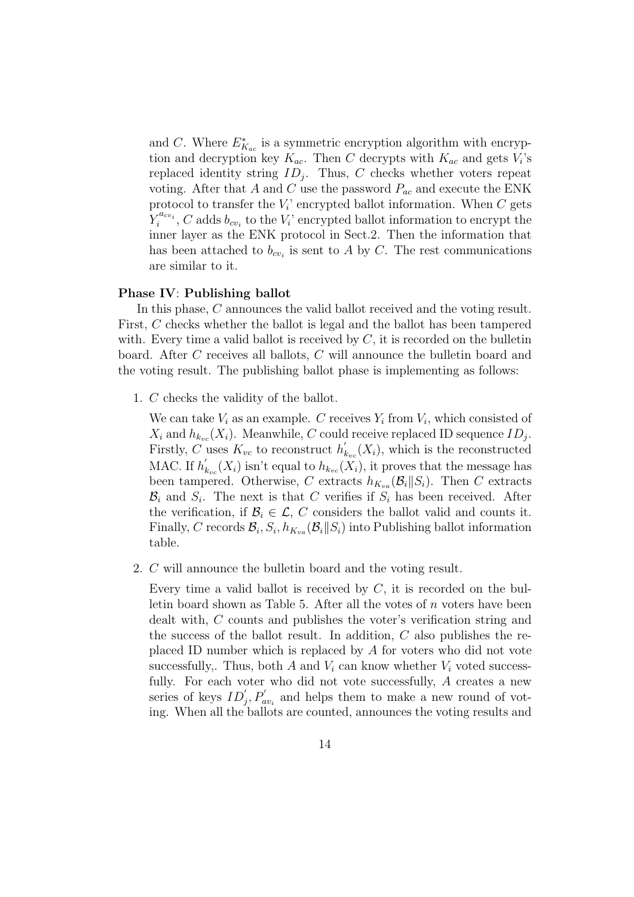and $C$. Where $E^*_{K_{ac}}$ is a symmetric encryption algorithm with encryption and decryption key $K_{ac}$. Then $C$ decrypts with $K_{ac}$ and gets $V_i$'s replaced identity string $ID_j$. Thus, $C$ checks whether voters repeat voting. After that $A$ and $C$ use the password $P_{ac}$ and execute the ENK protocol to transfer the $V_i$' encrypted ballot information. When $C$ gets $Y_i^{a_{cv_i}}$, $C$ adds $b_{cv_i}$ to the $V_i$' encrypted ballot information to encrypt the inner layer as the ENK protocol in Sect.2. Then the information that has been attached to $b_{cv_i}$ is sent to $A$ by $C$. The rest communications are similar to it.

**Phase IV**: **Publishing ballot**

In this phase, $C$ announces the valid ballot received and the voting result. First, $C$ checks whether the ballot is legal and the ballot has been tampered with. Every time a valid ballot is received by $C$, it is recorded on the bulletin board. After $C$ receives all ballots, $C$ will announce the bulletin board and the voting result. The publishing ballot phase is implementing as follows:

1. $C$ checks the validity of the ballot.

   We can take $V_i$ as an example. $C$ receives $Y_i$ from $V_i$, which consisted of $X_i$ and $h_{k_{vc}}(X_i)$. Meanwhile, $C$ could receive replaced ID sequence $ID_j$. Firstly, $C$ uses $K_{vc}$ to reconstruct $h'_{k_{vc}}(X_i)$, which is the reconstructed MAC. If $h'_{k_{vc}}(X_i)$ isn't equal to $h_{k_{vc}}(X_i)$, it proves that the message has been tampered. Otherwise, $C$ extracts $h_{K_{va}}(\mathcal{B}_i \| S_i)$. Then $C$ extracts $\mathcal{B}_i$ and $S_i$. The next is that $C$ verifies if $S_i$ has been received. After the verification, if $\mathcal{B}_i \in \mathcal{L}$, $C$ considers the ballot valid and counts it. Finally, $C$ records $\mathcal{B}_i, S_i, h_{K_{va}}(\mathcal{B}_i \| S_i)$ into Publishing ballot information table.

2. $C$ will announce the bulletin board and the voting result.

   Every time a valid ballot is received by $C$, it is recorded on the bulletin board shown as Table 5. After all the votes of $n$ voters have been dealt with, $C$ counts and publishes the voter's verification string and the success of the ballot result. In addition, $C$ also publishes the replaced ID number which is replaced by $A$ for voters who did not vote successfully,. Thus, both $A$ and $V_i$ can know whether $V_i$ voted successfully. For each voter who did not vote successfully, $A$ creates a new series of keys $ID'_j, P'_{av_i}$ and helps them to make a new round of voting. When all the ballots are counted, announces the voting results and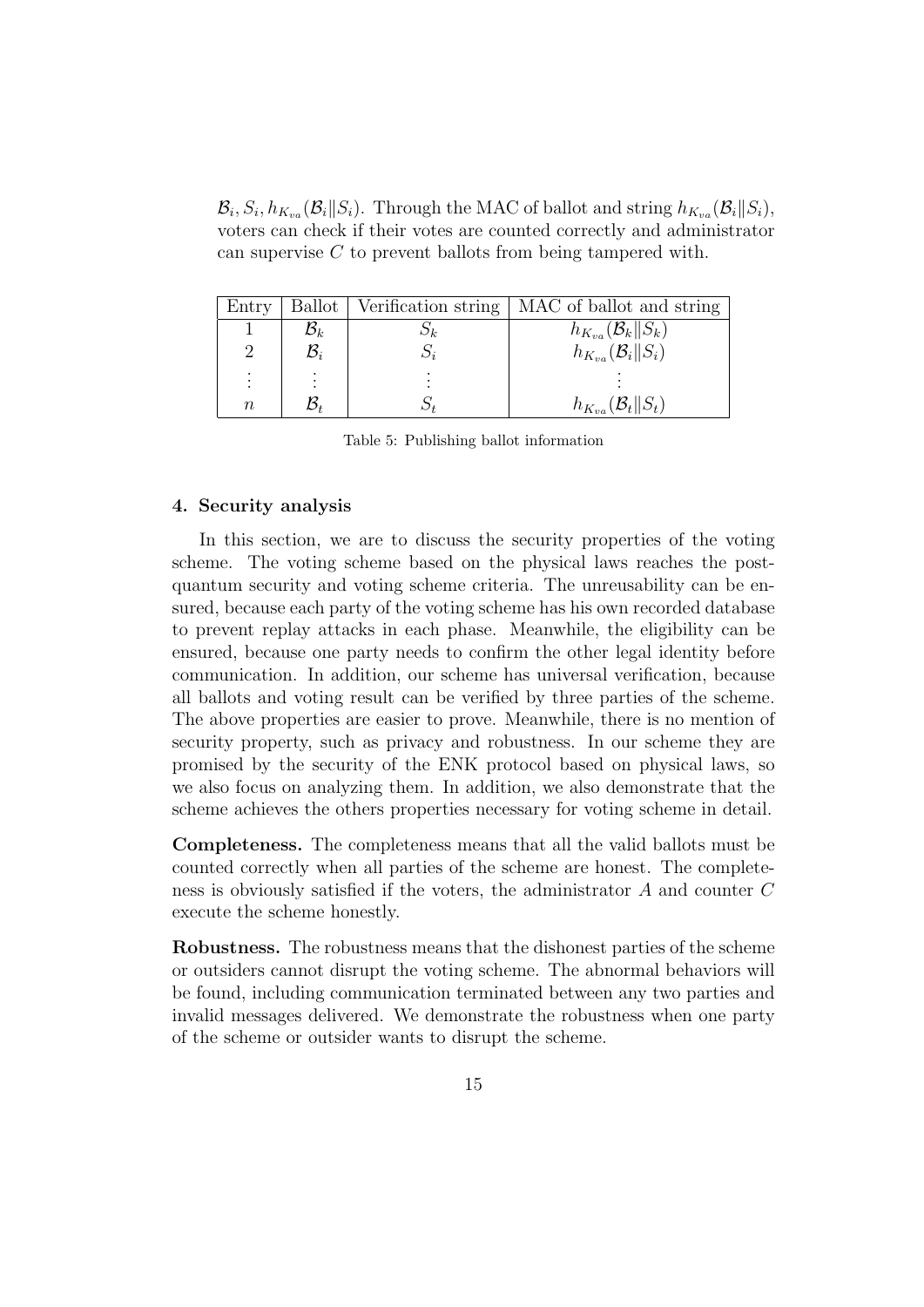$\mathcal{B}_i, S_i, h_{K_{va}}(\mathcal{B}_i \| S_i)$. Through the MAC of ballot and string $h_{K_{va}}(\mathcal{B}_i \| S_i)$, voters can check if their votes are counted correctly and administrator can supervise $C$ to prevent ballots from being tampered with.

| Entry | Ballot | Verification string | MAC of ballot and string |
|---|---|---|---|
| 1 | $\mathcal{B}_k$ | $S_k$ | $h_{K_{va}}(\mathcal{B}_k \| S_k)$ |
| 2 | $\mathcal{B}_i$ | $S_i$ | $h_{K_{va}}(\mathcal{B}_i \| S_i)$ |
| $\vdots$ | $\vdots$ | $\vdots$ | $\vdots$ |
| $n$ | $\mathcal{B}_t$ | $S_t$ | $h_{K_{va}}(\mathcal{B}_t \| S_t)$ |

Table 5: Publishing ballot information

### 4. Security analysis

In this section, we are to discuss the security properties of the voting scheme. The voting scheme based on the physical laws reaches the post-quantum security and voting scheme criteria. The unreusability can be ensured, because each party of the voting scheme has his own recorded database to prevent replay attacks in each phase. Meanwhile, the eligibility can be ensured, because one party needs to confirm the other legal identity before communication. In addition, our scheme has universal verification, because all ballots and voting result can be verified by three parties of the scheme. The above properties are easier to prove. Meanwhile, there is no mention of security property, such as privacy and robustness. In our scheme they are promised by the security of the ENK protocol based on physical laws, so we also focus on analyzing them. In addition, we also demonstrate that the scheme achieves the others properties necessary for voting scheme in detail.

**Completeness.** The completeness means that all the valid ballots must be counted correctly when all parties of the scheme are honest. The completeness is obviously satisfied if the voters, the administrator $A$ and counter $C$ execute the scheme honestly.

**Robustness.** The robustness means that the dishonest parties of the scheme or outsiders cannot disrupt the voting scheme. The abnormal behaviors will be found, including communication terminated between any two parties and invalid messages delivered. We demonstrate the robustness when one party of the scheme or outsider wants to disrupt the scheme.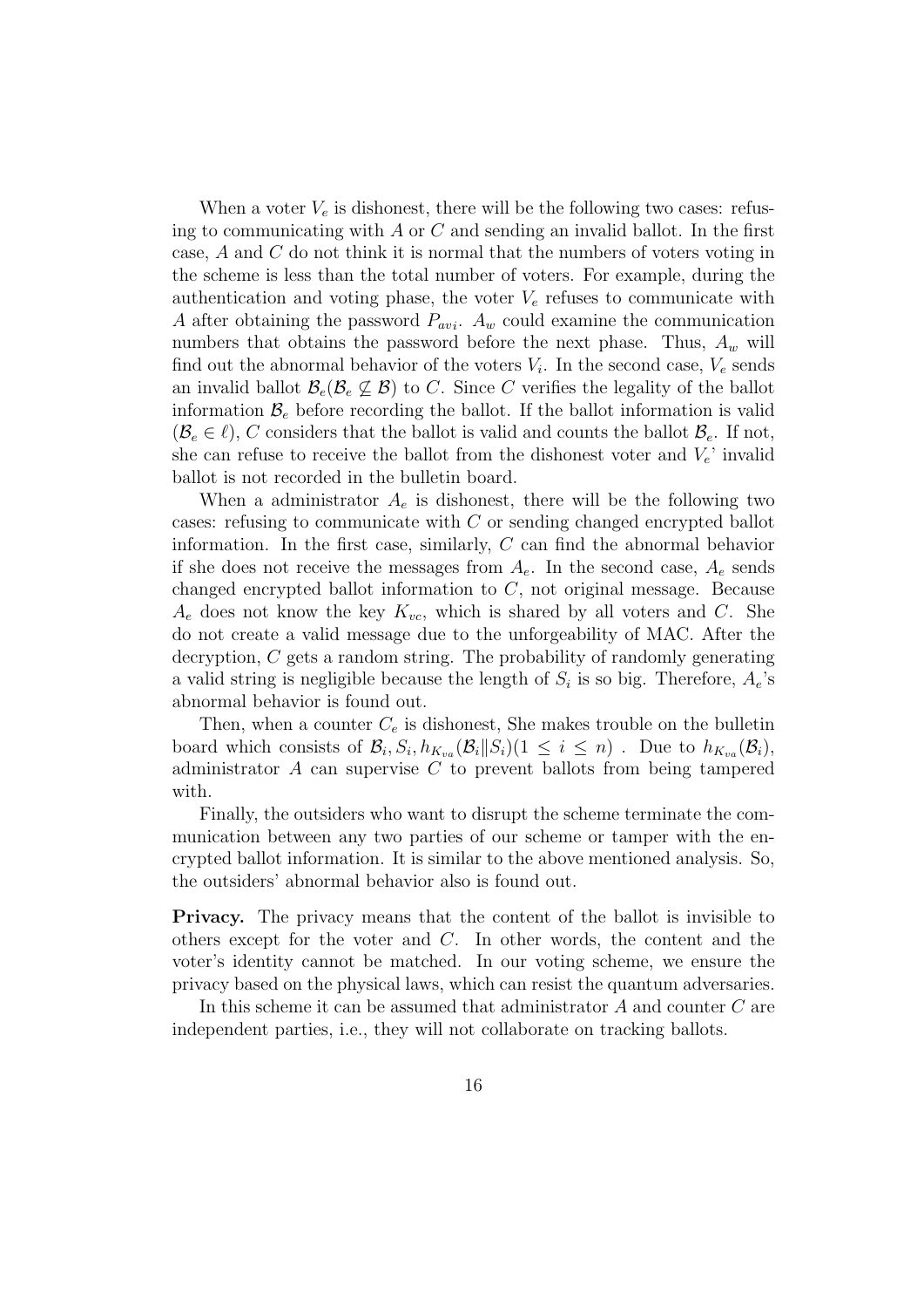When a voter $V_e$ is dishonest, there will be the following two cases: refusing to communicating with $A$ or $C$ and sending an invalid ballot. In the first case, $A$ and $C$ do not think it is normal that the numbers of voters voting in the scheme is less than the total number of voters. For example, during the authentication and voting phase, the voter $V_e$ refuses to communicate with $A$ after obtaining the password $P_{avi}$. $A_w$ could examine the communication numbers that obtains the password before the next phase. Thus, $A_w$ will find out the abnormal behavior of the voters $V_i$. In the second case, $V_e$ sends an invalid ballot $\mathcal{B}_e(\mathcal{B}_e \not\subseteq \mathcal{B})$ to $C$. Since $C$ verifies the legality of the ballot information $\mathcal{B}_e$ before recording the ballot. If the ballot information is valid $(\mathcal{B}_e \in \ell)$, $C$ considers that the ballot is valid and counts the ballot $\mathcal{B}_e$. If not, she can refuse to receive the ballot from the dishonest voter and $V_e$' invalid ballot is not recorded in the bulletin board.

When a administrator $A_e$ is dishonest, there will be the following two cases: refusing to communicate with $C$ or sending changed encrypted ballot information. In the first case, similarly, $C$ can find the abnormal behavior if she does not receive the messages from $A_e$. In the second case, $A_e$ sends changed encrypted ballot information to $C$, not original message. Because $A_e$ does not know the key $K_{vc}$, which is shared by all voters and $C$. She do not create a valid message due to the unforgeability of MAC. After the decryption, $C$ gets a random string. The probability of randomly generating a valid string is negligible because the length of $S_i$ is so big. Therefore, $A_e$'s abnormal behavior is found out.

Then, when a counter $C_e$ is dishonest, She makes trouble on the bulletin board which consists of $\mathcal{B}_i, S_i, h_{K_{va}}(\mathcal{B}_i \| S_i)(1 \leq i \leq n)$ . Due to $h_{K_{va}}(\mathcal{B}_i)$, administrator $A$ can supervise $C$ to prevent ballots from being tampered with.

Finally, the outsiders who want to disrupt the scheme terminate the communication between any two parties of our scheme or tamper with the encrypted ballot information. It is similar to the above mentioned analysis. So, the outsiders' abnormal behavior also is found out.

**Privacy.** The privacy means that the content of the ballot is invisible to others except for the voter and $C$. In other words, the content and the voter's identity cannot be matched. In our voting scheme, we ensure the privacy based on the physical laws, which can resist the quantum adversaries.

In this scheme it can be assumed that administrator $A$ and counter $C$ are independent parties, i.e., they will not collaborate on tracking ballots.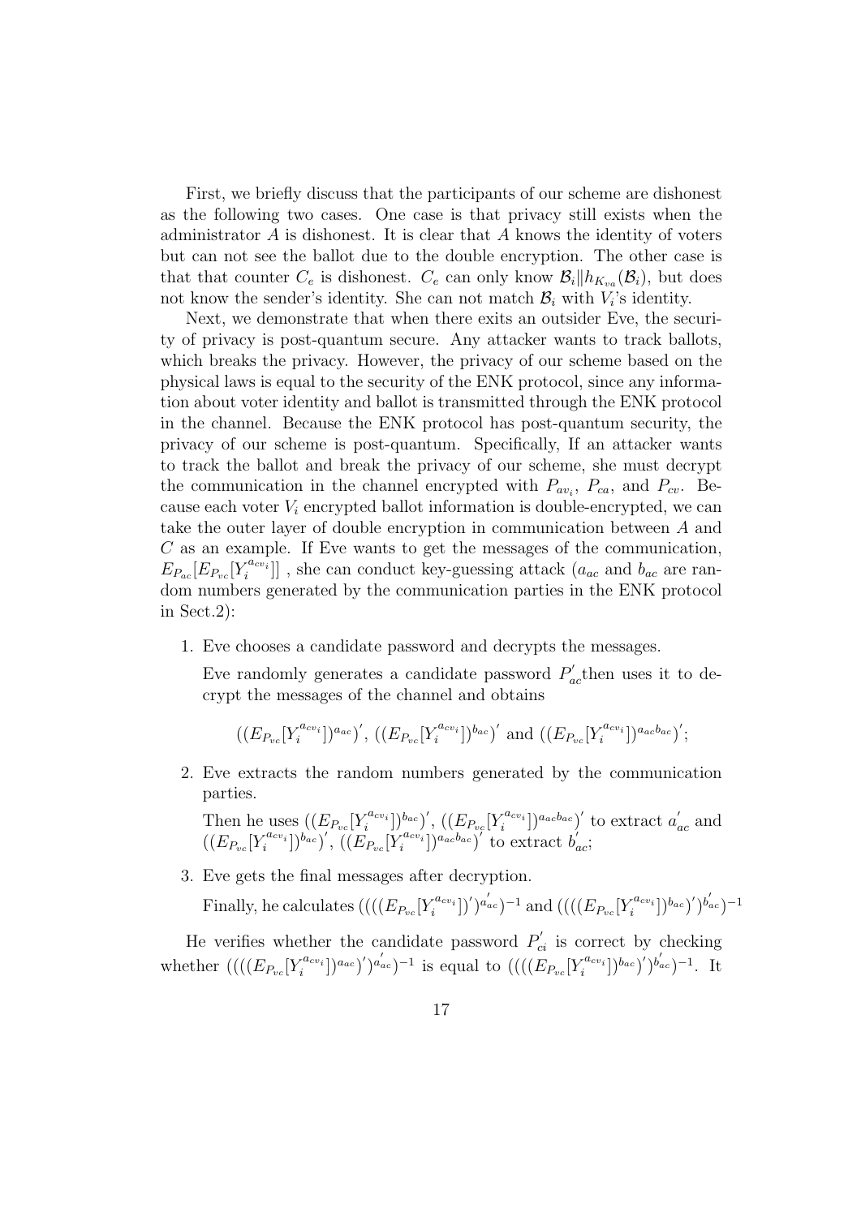First, we briefly discuss that the participants of our scheme are dishonest as the following two cases. One case is that privacy still exists when the administrator $A$ is dishonest. It is clear that $A$ knows the identity of voters but can not see the ballot due to the double encryption. The other case is that that counter $C_e$ is dishonest. $C_e$ can only know $\mathcal{B}_i \| h_{K_{va}}(\mathcal{B}_i)$, but does not know the sender's identity. She can not match $\mathcal{B}_i$ with $V_i$'s identity.

Next, we demonstrate that when there exits an outsider Eve, the security of privacy is post-quantum secure. Any attacker wants to track ballots, which breaks the privacy. However, the privacy of our scheme based on the physical laws is equal to the security of the ENK protocol, since any information about voter identity and ballot is transmitted through the ENK protocol in the channel. Because the ENK protocol has post-quantum security, the privacy of our scheme is post-quantum. Specifically, If an attacker wants to track the ballot and break the privacy of our scheme, she must decrypt the communication in the channel encrypted with $P_{av_i}$, $P_{ca}$, and $P_{cv}$. Because each voter $V_i$ encrypted ballot information is double-encrypted, we can take the outer layer of double encryption in communication between $A$ and $C$ as an example. If Eve wants to get the messages of the communication, $E_{P_{ac}}[E_{P_{vc}}[Y_i^{a_{cv_i}}]]$ , she can conduct key-guessing attack ($a_{ac}$ and $b_{ac}$ are random numbers generated by the communication parties in the ENK protocol in Sect.2):

1. Eve chooses a candidate password and decrypts the messages.

   Eve randomly generates a candidate password $P_{ac}^{'}$then uses it to decrypt the messages of the channel and obtains

   $$((E_{P_{vc}}[Y_i^{a_{cv_i}}])^{a_{ac}})',\ ((E_{P_{vc}}[Y_i^{a_{cv_i}}])^{b_{ac}})' \text{ and } ((E_{P_{vc}}[Y_i^{a_{cv_i}}])^{a_{ac}b_{ac}})';$$

2. Eve extracts the random numbers generated by the communication parties.

   Then he uses $((E_{P_{vc}}[Y_i^{a_{cv_i}}])^{b_{ac}})'$, $((E_{P_{vc}}[Y_i^{a_{cv_i}}])^{a_{ac}b_{ac}})'$ to extract $a_{ac}^{'}$ and $((E_{P_{vc}}[Y_i^{a_{cv_i}}])^{b_{ac}})'$, $((E_{P_{vc}}[Y_i^{a_{cv_i}}])^{a_{ac}b_{ac}})'$ to extract $b_{ac}^{'}$;

3. Eve gets the final messages after decryption.

   Finally, he calculates $((((E_{P_{vc}}[Y_i^{a_{cv_i}}])')^{a_{ac}^{'}})^{-1}$ and $((((E_{P_{vc}}[Y_i^{a_{cv_i}}])^{b_{ac}})')^{b_{ac}^{'}})^{-1}$

He verifies whether the candidate password $P_{ci}^{'}$ is correct by checking whether $((((E_{P_{vc}}[Y_i^{a_{cv_i}}])^{a_{ac}})')^{a_{ac}^{'}})^{-1}$ is equal to $((((E_{P_{vc}}[Y_i^{a_{cv_i}}])^{b_{ac}})')^{b_{ac}^{'}})^{-1}$. It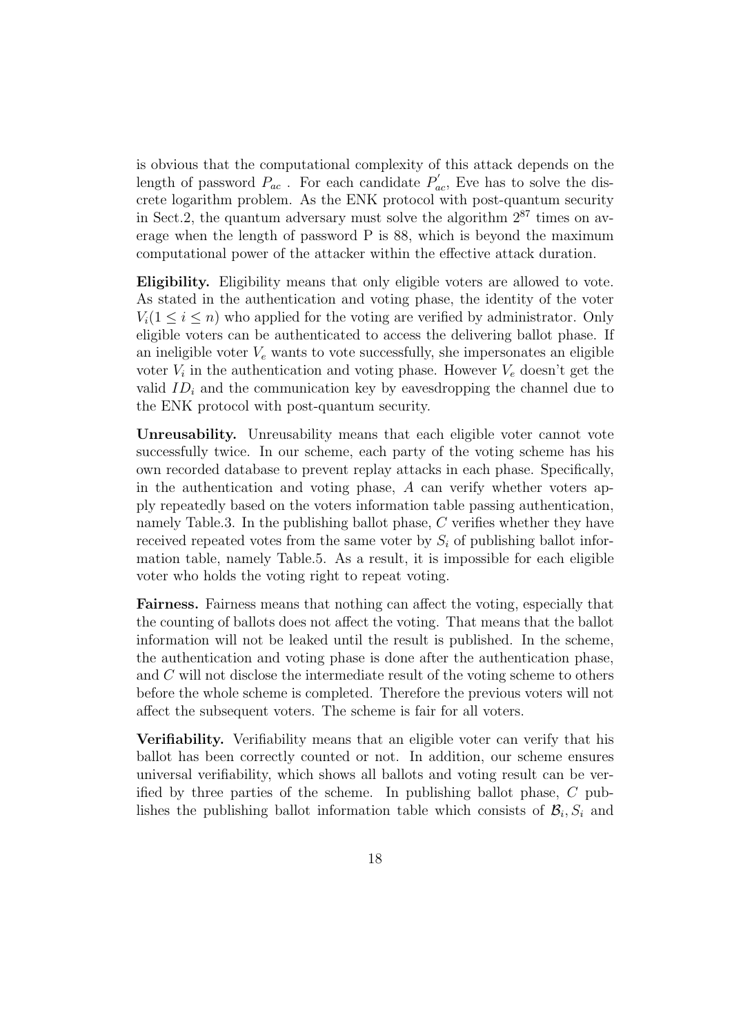is obvious that the computational complexity of this attack depends on the length of password $P_{ac}$ . For each candidate $P_{ac}^{'}$, Eve has to solve the discrete logarithm problem. As the ENK protocol with post-quantum security in Sect.2, the quantum adversary must solve the algorithm $2^{87}$ times on average when the length of password P is 88, which is beyond the maximum computational power of the attacker within the effective attack duration.

**Eligibility.** Eligibility means that only eligible voters are allowed to vote. As stated in the authentication and voting phase, the identity of the voter $V_i (1 \leq i \leq n)$ who applied for the voting are verified by administrator. Only eligible voters can be authenticated to access the delivering ballot phase. If an ineligible voter $V_e$ wants to vote successfully, she impersonates an eligible voter $V_i$ in the authentication and voting phase. However $V_e$ doesn't get the valid $ID_i$ and the communication key by eavesdropping the channel due to the ENK protocol with post-quantum security.

**Unreusability.** Unreusability means that each eligible voter cannot vote successfully twice. In our scheme, each party of the voting scheme has his own recorded database to prevent replay attacks in each phase. Specifically, in the authentication and voting phase, $A$ can verify whether voters apply repeatedly based on the voters information table passing authentication, namely Table.3. In the publishing ballot phase, $C$ verifies whether they have received repeated votes from the same voter by $S_i$ of publishing ballot information table, namely Table.5. As a result, it is impossible for each eligible voter who holds the voting right to repeat voting.

**Fairness.** Fairness means that nothing can affect the voting, especially that the counting of ballots does not affect the voting. That means that the ballot information will not be leaked until the result is published. In the scheme, the authentication and voting phase is done after the authentication phase, and $C$ will not disclose the intermediate result of the voting scheme to others before the whole scheme is completed. Therefore the previous voters will not affect the subsequent voters. The scheme is fair for all voters.

**Verifiability.** Verifiability means that an eligible voter can verify that his ballot has been correctly counted or not. In addition, our scheme ensures universal verifiability, which shows all ballots and voting result can be verified by three parties of the scheme. In publishing ballot phase, $C$ publishes the publishing ballot information table which consists of $\mathcal{B}_i, S_i$ and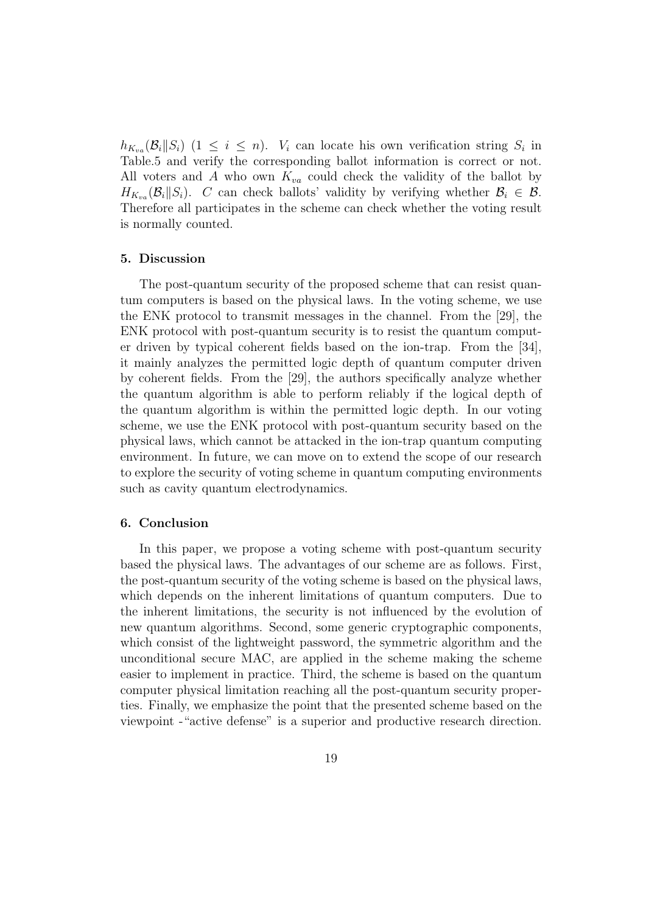$h_{K_{va}}(\mathcal{B}_i \| S_i)$ $(1 \leq i \leq n)$. $V_i$ can locate his own verification string $S_i$ in Table.5 and verify the corresponding ballot information is correct or not. All voters and $A$ who own $K_{va}$ could check the validity of the ballot by $H_{K_{va}}(\mathcal{B}_i \| S_i)$. $C$ can check ballots' validity by verifying whether $\mathcal{B}_i \in \mathcal{B}$. Therefore all participates in the scheme can check whether the voting result is normally counted.

## 5. Discussion

The post-quantum security of the proposed scheme that can resist quantum computers is based on the physical laws. In the voting scheme, we use the ENK protocol to transmit messages in the channel. From the [29], the ENK protocol with post-quantum security is to resist the quantum computer driven by typical coherent fields based on the ion-trap. From the [34], it mainly analyzes the permitted logic depth of quantum computer driven by coherent fields. From the [29], the authors specifically analyze whether the quantum algorithm is able to perform reliably if the logical depth of the quantum algorithm is within the permitted logic depth. In our voting scheme, we use the ENK protocol with post-quantum security based on the physical laws, which cannot be attacked in the ion-trap quantum computing environment. In future, we can move on to extend the scope of our research to explore the security of voting scheme in quantum computing environments such as cavity quantum electrodynamics.

## 6. Conclusion

In this paper, we propose a voting scheme with post-quantum security based the physical laws. The advantages of our scheme are as follows. First, the post-quantum security of the voting scheme is based on the physical laws, which depends on the inherent limitations of quantum computers. Due to the inherent limitations, the security is not influenced by the evolution of new quantum algorithms. Second, some generic cryptographic components, which consist of the lightweight password, the symmetric algorithm and the unconditional secure MAC, are applied in the scheme making the scheme easier to implement in practice. Third, the scheme is based on the quantum computer physical limitation reaching all the post-quantum security properties. Finally, we emphasize the point that the presented scheme based on the viewpoint -"active defense" is a superior and productive research direction.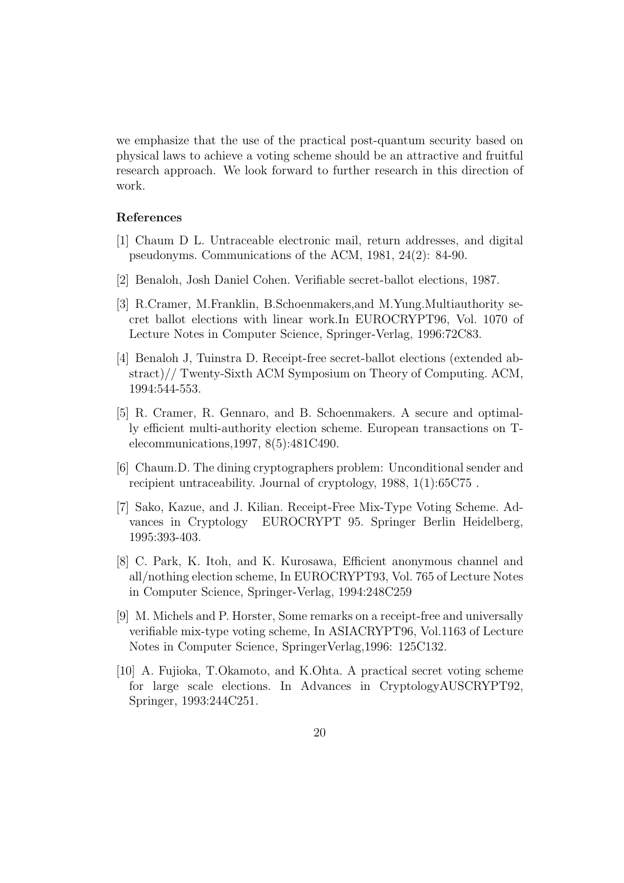we emphasize that the use of the practical post-quantum security based on physical laws to achieve a voting scheme should be an attractive and fruitful research approach. We look forward to further research in this direction of work.

### References

[1] Chaum D L. Untraceable electronic mail, return addresses, and digital pseudonyms. Communications of the ACM, 1981, 24(2): 84-90.

[2] Benaloh, Josh Daniel Cohen. Verifiable secret-ballot elections, 1987.

[3] R.Cramer, M.Franklin, B.Schoenmakers,and M.Yung.Multiauthority secret ballot elections with linear work.In EUROCRYPT96, Vol. 1070 of Lecture Notes in Computer Science, Springer-Verlag, 1996:72C83.

[4] Benaloh J, Tuinstra D. Receipt-free secret-ballot elections (extended abstract)// Twenty-Sixth ACM Symposium on Theory of Computing. ACM, 1994:544-553.

[5] R. Cramer, R. Gennaro, and B. Schoenmakers. A secure and optimally efficient multi-authority election scheme. European transactions on Telecommunications,1997, 8(5):481C490.

[6] Chaum.D. The dining cryptographers problem: Unconditional sender and recipient untraceability. Journal of cryptology, 1988, 1(1):65C75 .

[7] Sako, Kazue, and J. Kilian. Receipt-Free Mix-Type Voting Scheme. Advances in Cryptology EUROCRYPT 95. Springer Berlin Heidelberg, 1995:393-403.

[8] C. Park, K. Itoh, and K. Kurosawa, Efficient anonymous channel and all/nothing election scheme, In EUROCRYPT93, Vol. 765 of Lecture Notes in Computer Science, Springer-Verlag, 1994:248C259

[9] M. Michels and P. Horster, Some remarks on a receipt-free and universally verifiable mix-type voting scheme, In ASIACRYPT96, Vol.1163 of Lecture Notes in Computer Science, SpringerVerlag,1996: 125C132.

[10] A. Fujioka, T.Okamoto, and K.Ohta. A practical secret voting scheme for large scale elections. In Advances in CryptologyAUSCRYPT92, Springer, 1993:244C251.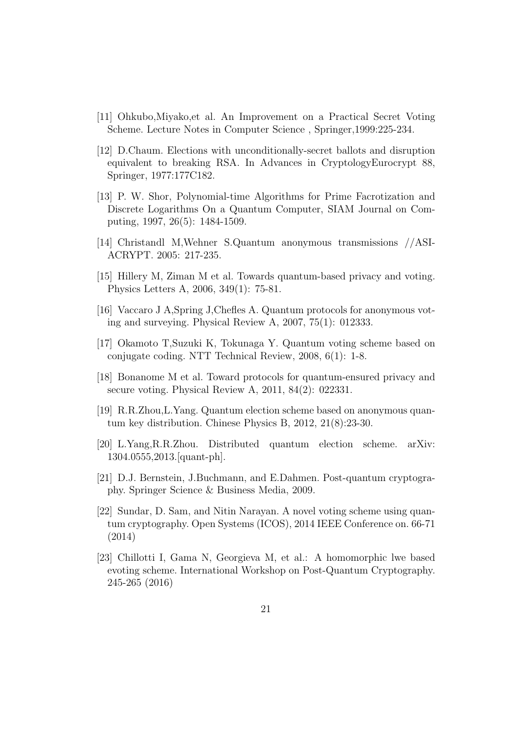[11] Ohkubo,Miyako,et al. An Improvement on a Practical Secret Voting Scheme. Lecture Notes in Computer Science , Springer,1999:225-234.

[12] D.Chaum. Elections with unconditionally-secret ballots and disruption equivalent to breaking RSA. In Advances in CryptologyEurocrypt 88, Springer, 1977:177C182.

[13] P. W. Shor, Polynomial-time Algorithms for Prime Facrotization and Discrete Logarithms On a Quantum Computer, SIAM Journal on Computing, 1997, 26(5): 1484-1509.

[14] Christandl M,Wehner S.Quantum anonymous transmissions //ASIACRYPT. 2005: 217-235.

[15] Hillery M, Ziman M et al. Towards quantum-based privacy and voting. Physics Letters A, 2006, 349(1): 75-81.

[16] Vaccaro J A,Spring J,Chefles A. Quantum protocols for anonymous voting and surveying. Physical Review A, 2007, 75(1): 012333.

[17] Okamoto T,Suzuki K, Tokunaga Y. Quantum voting scheme based on conjugate coding. NTT Technical Review, 2008, 6(1): 1-8.

[18] Bonanome M et al. Toward protocols for quantum-ensured privacy and secure voting. Physical Review A, 2011, 84(2): 022331.

[19] R.R.Zhou,L.Yang. Quantum election scheme based on anonymous quantum key distribution. Chinese Physics B, 2012, 21(8):23-30.

[20] L.Yang,R.R.Zhou. Distributed quantum election scheme. arXiv: 1304.0555,2013.[quant-ph].

[21] D.J. Bernstein, J.Buchmann, and E.Dahmen. Post-quantum cryptography. Springer Science & Business Media, 2009.

[22] Sundar, D. Sam, and Nitin Narayan. A novel voting scheme using quantum cryptography. Open Systems (ICOS), 2014 IEEE Conference on. 66-71 (2014)

[23] Chillotti I, Gama N, Georgieva M, et al.: A homomorphic lwe based evoting scheme. International Workshop on Post-Quantum Cryptography. 245-265 (2016)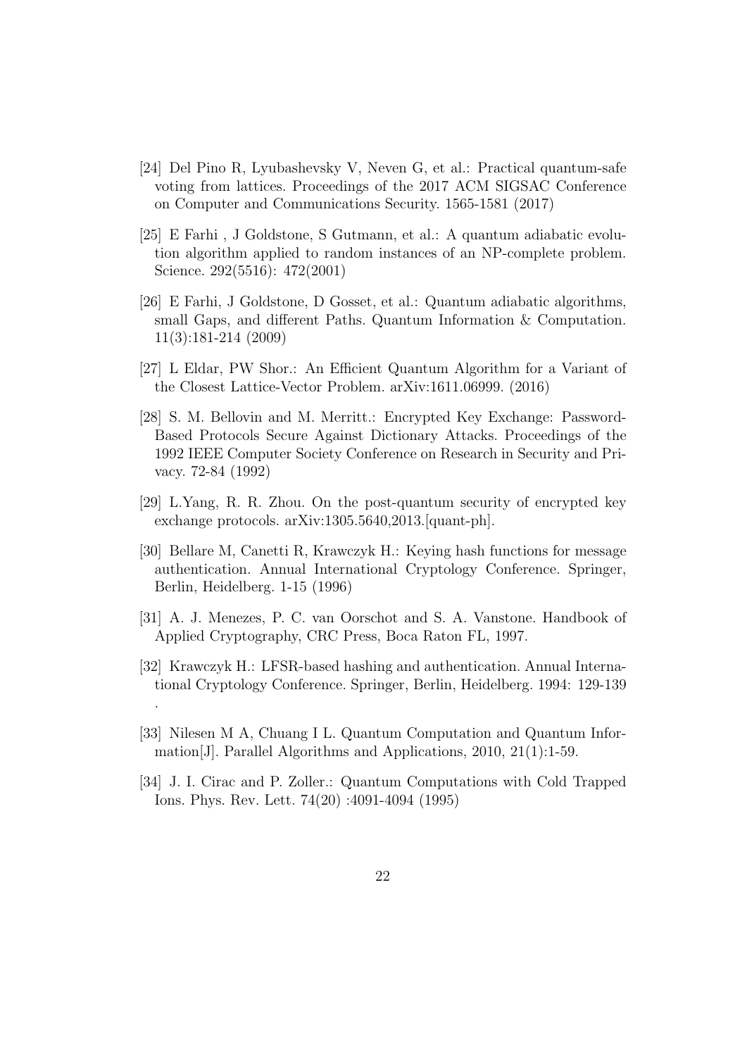[24] Del Pino R, Lyubashevsky V, Neven G, et al.: Practical quantum-safe voting from lattices. Proceedings of the 2017 ACM SIGSAC Conference on Computer and Communications Security. 1565-1581 (2017)

[25] E Farhi , J Goldstone, S Gutmann, et al.: A quantum adiabatic evolution algorithm applied to random instances of an NP-complete problem. Science. 292(5516): 472(2001)

[26] E Farhi, J Goldstone, D Gosset, et al.: Quantum adiabatic algorithms, small Gaps, and different Paths. Quantum Information & Computation. 11(3):181-214 (2009)

[27] L Eldar, PW Shor.: An Efficient Quantum Algorithm for a Variant of the Closest Lattice-Vector Problem. arXiv:1611.06999. (2016)

[28] S. M. Bellovin and M. Merritt.: Encrypted Key Exchange: Password-Based Protocols Secure Against Dictionary Attacks. Proceedings of the 1992 IEEE Computer Society Conference on Research in Security and Privacy. 72-84 (1992)

[29] L.Yang, R. R. Zhou. On the post-quantum security of encrypted key exchange protocols. arXiv:1305.5640,2013.[quant-ph].

[30] Bellare M, Canetti R, Krawczyk H.: Keying hash functions for message authentication. Annual International Cryptology Conference. Springer, Berlin, Heidelberg. 1-15 (1996)

[31] A. J. Menezes, P. C. van Oorschot and S. A. Vanstone. Handbook of Applied Cryptography, CRC Press, Boca Raton FL, 1997.

[32] Krawczyk H.: LFSR-based hashing and authentication. Annual International Cryptology Conference. Springer, Berlin, Heidelberg. 1994: 129-139 .

[33] Nilesen M A, Chuang I L. Quantum Computation and Quantum Information[J]. Parallel Algorithms and Applications, 2010, 21(1):1-59.

[34] J. I. Cirac and P. Zoller.: Quantum Computations with Cold Trapped Ions. Phys. Rev. Lett. 74(20) :4091-4094 (1995)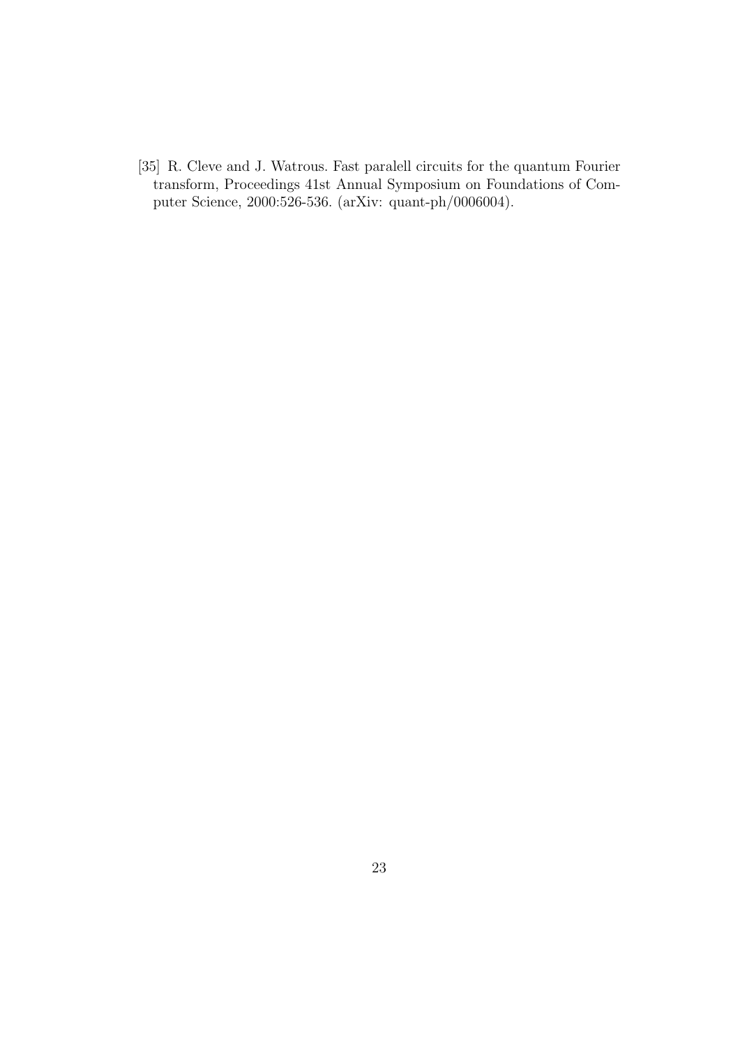[35] R. Cleve and J. Watrous. Fast paralell circuits for the quantum Fourier transform, Proceedings 41st Annual Symposium on Foundations of Computer Science, 2000:526-536. (arXiv: quant-ph/0006004).